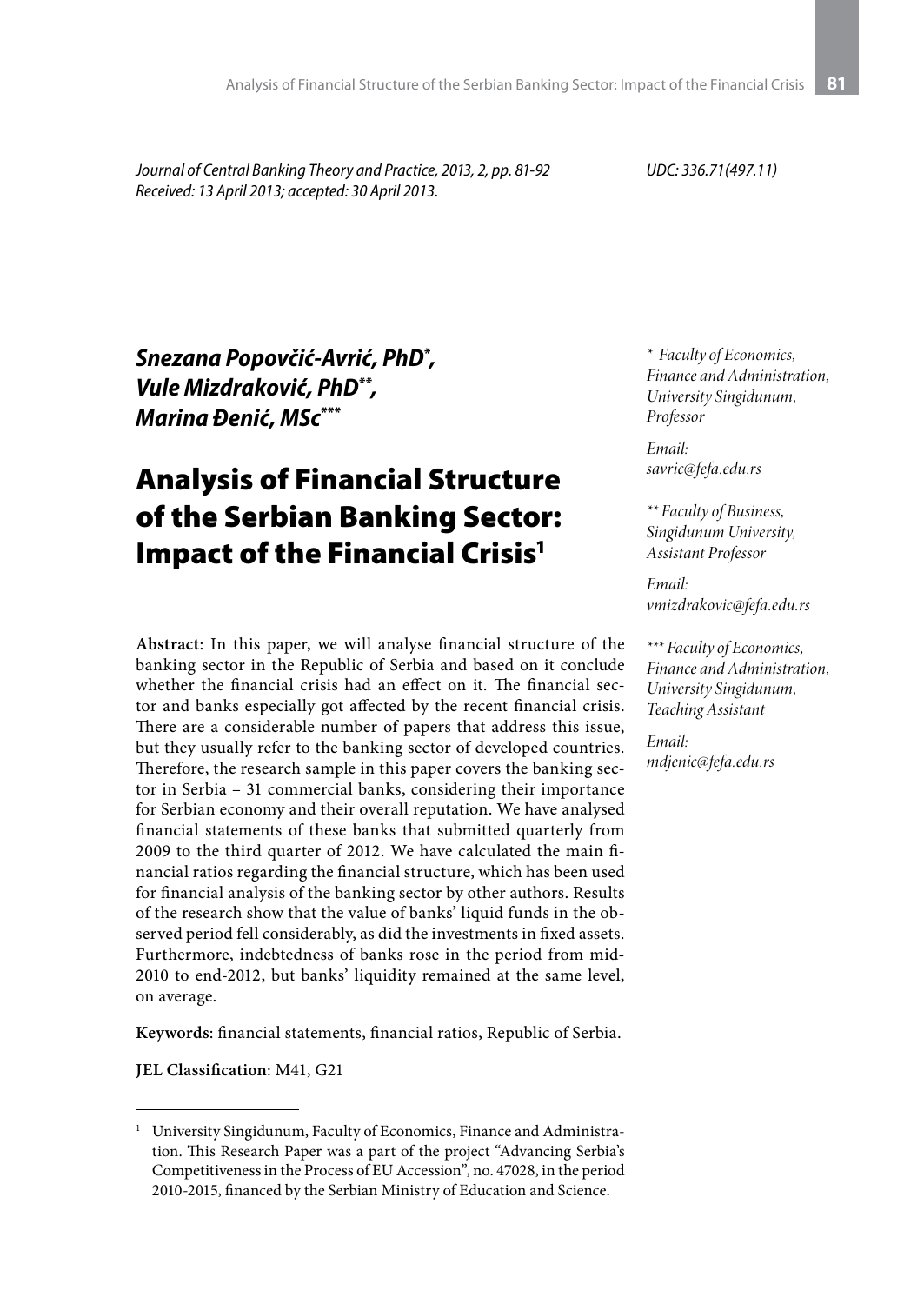*Journal of Central Banking Theory and Practice, 2013, 2, pp. 81-92*
*Received: 13 April 2013; accepted: 30 April 2013.*

*UDC: 336.71(497.11)*

***Snezana Popovčić-Avrić, PhD*, Vule Mizdraković, PhD**, Marina Đenić, MSc****

\* *Faculty of Economics, Finance and Administration, University Singidunum, Professor*

*Email: savric@fefa.edu.rs*

\*\* *Faculty of Business, Singidunum University, Assistant Professor*

*Email: vmizdrakovic@fefa.edu.rs*

\*\*\* *Faculty of Economics, Finance and Administration, University Singidunum, Teaching Assistant*

*Email: mdjenic@fefa.edu.rs*

# Analysis of Financial Structure of the Serbian Banking Sector: Impact of the Financial Crisis[1]

**Abstract**: In this paper, we will analyse financial structure of the banking sector in the Republic of Serbia and based on it conclude whether the financial crisis had an effect on it. The financial sector and banks especially got affected by the recent financial crisis. There are a considerable number of papers that address this issue, but they usually refer to the banking sector of developed countries. Therefore, the research sample in this paper covers the banking sector in Serbia – 31 commercial banks, considering their importance for Serbian economy and their overall reputation. We have analysed financial statements of these banks that submitted quarterly from 2009 to the third quarter of 2012. We have calculated the main financial ratios regarding the financial structure, which has been used for financial analysis of the banking sector by other authors. Results of the research show that the value of banks' liquid funds in the observed period fell considerably, as did the investments in fixed assets. Furthermore, indebtedness of banks rose in the period from mid-2010 to end-2012, but banks' liquidity remained at the same level, on average.

**Keywords**: financial statements, financial ratios, Republic of Serbia.

**JEL Classification**: M41, G21

[1] University Singidunum, Faculty of Economics, Finance and Administration. This Research Paper was a part of the project "Advancing Serbia's Competitiveness in the Process of EU Accession", no. 47028, in the period 2010-2015, financed by the Serbian Ministry of Education and Science.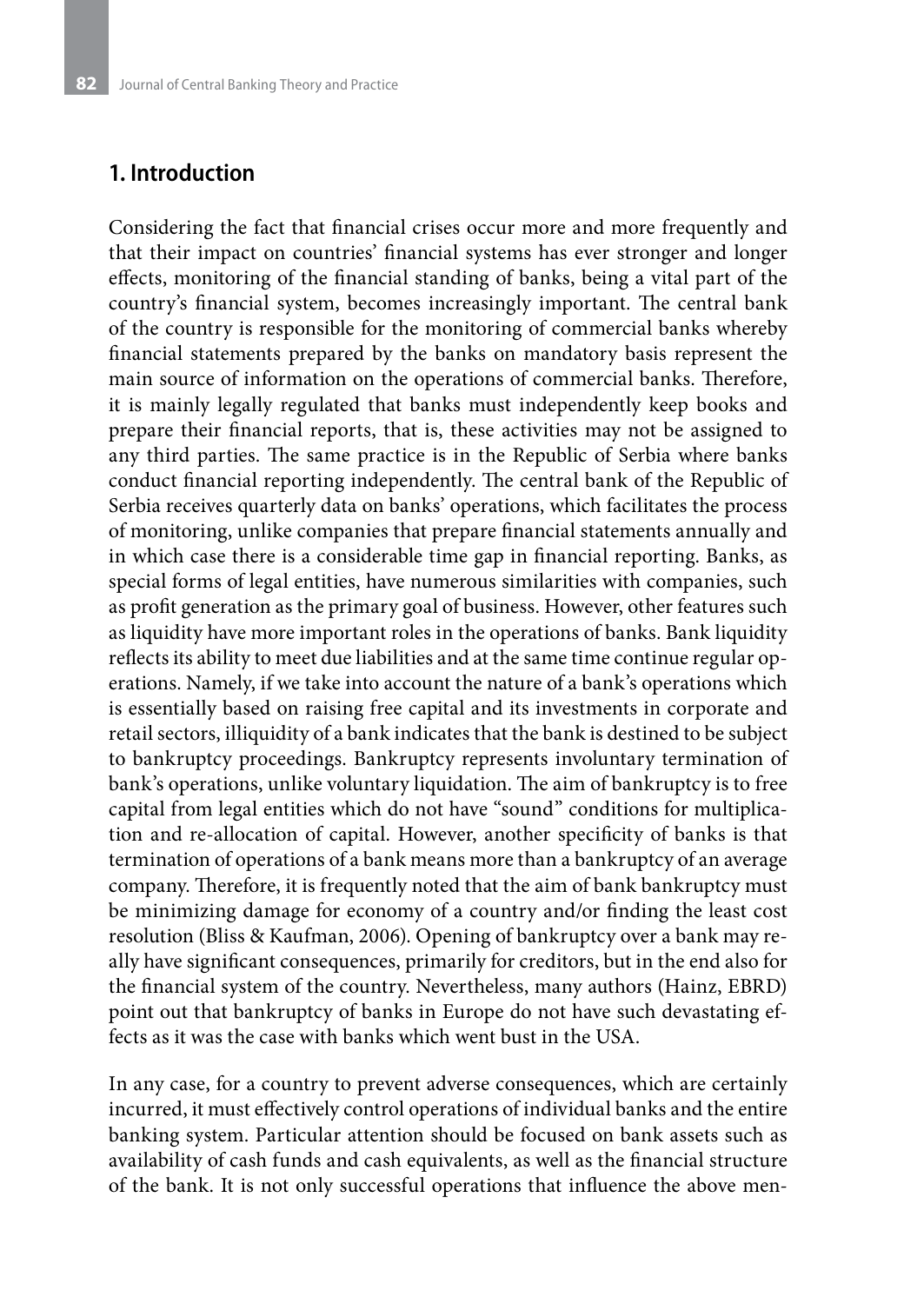## 1. Introduction

Considering the fact that financial crises occur more and more frequently and that their impact on countries' financial systems has ever stronger and longer effects, monitoring of the financial standing of banks, being a vital part of the country's financial system, becomes increasingly important. The central bank of the country is responsible for the monitoring of commercial banks whereby financial statements prepared by the banks on mandatory basis represent the main source of information on the operations of commercial banks. Therefore, it is mainly legally regulated that banks must independently keep books and prepare their financial reports, that is, these activities may not be assigned to any third parties. The same practice is in the Republic of Serbia where banks conduct financial reporting independently. The central bank of the Republic of Serbia receives quarterly data on banks' operations, which facilitates the process of monitoring, unlike companies that prepare financial statements annually and in which case there is a considerable time gap in financial reporting. Banks, as special forms of legal entities, have numerous similarities with companies, such as profit generation as the primary goal of business. However, other features such as liquidity have more important roles in the operations of banks. Bank liquidity reflects its ability to meet due liabilities and at the same time continue regular operations. Namely, if we take into account the nature of a bank's operations which is essentially based on raising free capital and its investments in corporate and retail sectors, illiquidity of a bank indicates that the bank is destined to be subject to bankruptcy proceedings. Bankruptcy represents involuntary termination of bank's operations, unlike voluntary liquidation. The aim of bankruptcy is to free capital from legal entities which do not have "sound" conditions for multiplication and re-allocation of capital. However, another specificity of banks is that termination of operations of a bank means more than a bankruptcy of an average company. Therefore, it is frequently noted that the aim of bank bankruptcy must be minimizing damage for economy of a country and/or finding the least cost resolution (Bliss & Kaufman, 2006). Opening of bankruptcy over a bank may really have significant consequences, primarily for creditors, but in the end also for the financial system of the country. Nevertheless, many authors (Hainz, EBRD) point out that bankruptcy of banks in Europe do not have such devastating effects as it was the case with banks which went bust in the USA.

In any case, for a country to prevent adverse consequences, which are certainly incurred, it must effectively control operations of individual banks and the entire banking system. Particular attention should be focused on bank assets such as availability of cash funds and cash equivalents, as well as the financial structure of the bank. It is not only successful operations that influence the above men-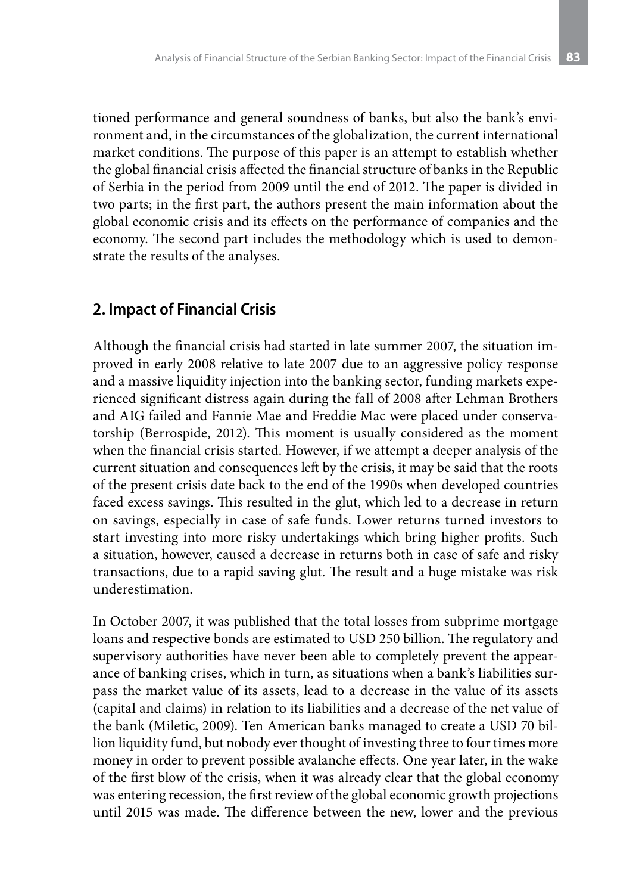tioned performance and general soundness of banks, but also the bank's environment and, in the circumstances of the globalization, the current international market conditions. The purpose of this paper is an attempt to establish whether the global financial crisis affected the financial structure of banks in the Republic of Serbia in the period from 2009 until the end of 2012. The paper is divided in two parts; in the first part, the authors present the main information about the global economic crisis and its effects on the performance of companies and the economy. The second part includes the methodology which is used to demonstrate the results of the analyses.

## 2. Impact of Financial Crisis

Although the financial crisis had started in late summer 2007, the situation improved in early 2008 relative to late 2007 due to an aggressive policy response and a massive liquidity injection into the banking sector, funding markets experienced significant distress again during the fall of 2008 after Lehman Brothers and AIG failed and Fannie Mae and Freddie Mac were placed under conservatorship (Berrospide, 2012). This moment is usually considered as the moment when the financial crisis started. However, if we attempt a deeper analysis of the current situation and consequences left by the crisis, it may be said that the roots of the present crisis date back to the end of the 1990s when developed countries faced excess savings. This resulted in the glut, which led to a decrease in return on savings, especially in case of safe funds. Lower returns turned investors to start investing into more risky undertakings which bring higher profits. Such a situation, however, caused a decrease in returns both in case of safe and risky transactions, due to a rapid saving glut. The result and a huge mistake was risk underestimation.

In October 2007, it was published that the total losses from subprime mortgage loans and respective bonds are estimated to USD 250 billion. The regulatory and supervisory authorities have never been able to completely prevent the appearance of banking crises, which in turn, as situations when a bank's liabilities surpass the market value of its assets, lead to a decrease in the value of its assets (capital and claims) in relation to its liabilities and a decrease of the net value of the bank (Miletic, 2009). Ten American banks managed to create a USD 70 billion liquidity fund, but nobody ever thought of investing three to four times more money in order to prevent possible avalanche effects. One year later, in the wake of the first blow of the crisis, when it was already clear that the global economy was entering recession, the first review of the global economic growth projections until 2015 was made. The difference between the new, lower and the previous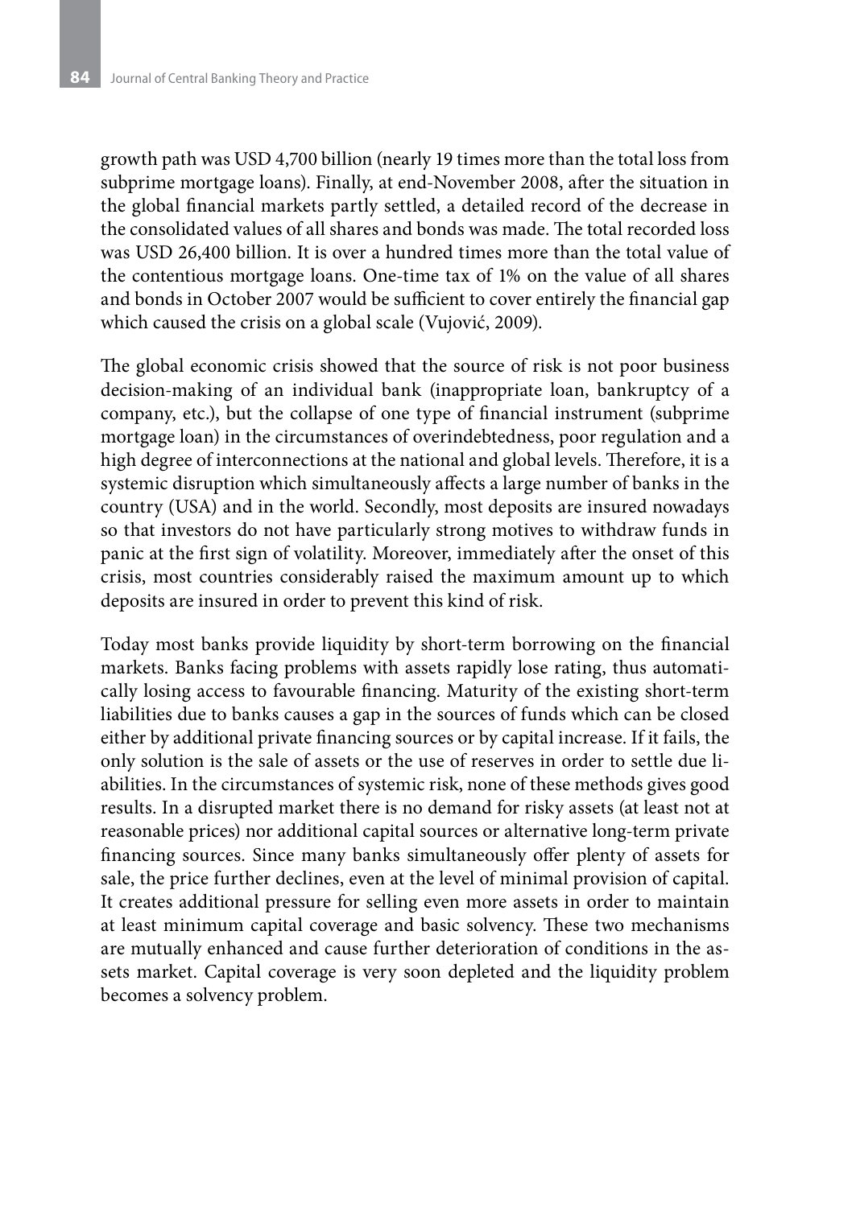growth path was USD 4,700 billion (nearly 19 times more than the total loss from subprime mortgage loans). Finally, at end-November 2008, after the situation in the global financial markets partly settled, a detailed record of the decrease in the consolidated values of all shares and bonds was made. The total recorded loss was USD 26,400 billion. It is over a hundred times more than the total value of the contentious mortgage loans. One-time tax of 1% on the value of all shares and bonds in October 2007 would be sufficient to cover entirely the financial gap which caused the crisis on a global scale (Vujović, 2009).

The global economic crisis showed that the source of risk is not poor business decision-making of an individual bank (inappropriate loan, bankruptcy of a company, etc.), but the collapse of one type of financial instrument (subprime mortgage loan) in the circumstances of overindebtedness, poor regulation and a high degree of interconnections at the national and global levels. Therefore, it is a systemic disruption which simultaneously affects a large number of banks in the country (USA) and in the world. Secondly, most deposits are insured nowadays so that investors do not have particularly strong motives to withdraw funds in panic at the first sign of volatility. Moreover, immediately after the onset of this crisis, most countries considerably raised the maximum amount up to which deposits are insured in order to prevent this kind of risk.

Today most banks provide liquidity by short-term borrowing on the financial markets. Banks facing problems with assets rapidly lose rating, thus automatically losing access to favourable financing. Maturity of the existing short-term liabilities due to banks causes a gap in the sources of funds which can be closed either by additional private financing sources or by capital increase. If it fails, the only solution is the sale of assets or the use of reserves in order to settle due liabilities. In the circumstances of systemic risk, none of these methods gives good results. In a disrupted market there is no demand for risky assets (at least not at reasonable prices) nor additional capital sources or alternative long-term private financing sources. Since many banks simultaneously offer plenty of assets for sale, the price further declines, even at the level of minimal provision of capital. It creates additional pressure for selling even more assets in order to maintain at least minimum capital coverage and basic solvency. These two mechanisms are mutually enhanced and cause further deterioration of conditions in the assets market. Capital coverage is very soon depleted and the liquidity problem becomes a solvency problem.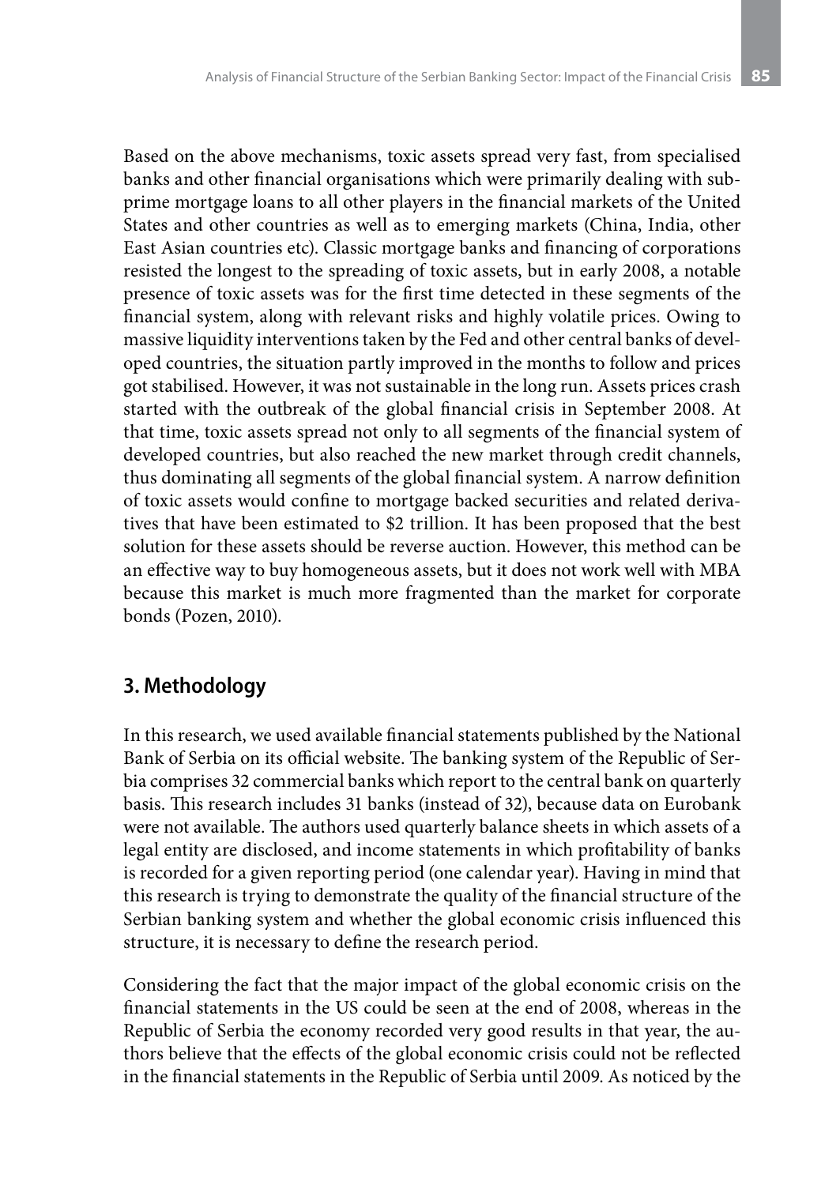Based on the above mechanisms, toxic assets spread very fast, from specialised banks and other financial organisations which were primarily dealing with subprime mortgage loans to all other players in the financial markets of the United States and other countries as well as to emerging markets (China, India, other East Asian countries etc). Classic mortgage banks and financing of corporations resisted the longest to the spreading of toxic assets, but in early 2008, a notable presence of toxic assets was for the first time detected in these segments of the financial system, along with relevant risks and highly volatile prices. Owing to massive liquidity interventions taken by the Fed and other central banks of developed countries, the situation partly improved in the months to follow and prices got stabilised. However, it was not sustainable in the long run. Assets prices crash started with the outbreak of the global financial crisis in September 2008. At that time, toxic assets spread not only to all segments of the financial system of developed countries, but also reached the new market through credit channels, thus dominating all segments of the global financial system. A narrow definition of toxic assets would confine to mortgage backed securities and related derivatives that have been estimated to $2 trillion. It has been proposed that the best solution for these assets should be reverse auction. However, this method can be an effective way to buy homogeneous assets, but it does not work well with MBA because this market is much more fragmented than the market for corporate bonds (Pozen, 2010).

## 3. Methodology

In this research, we used available financial statements published by the National Bank of Serbia on its official website. The banking system of the Republic of Serbia comprises 32 commercial banks which report to the central bank on quarterly basis. This research includes 31 banks (instead of 32), because data on Eurobank were not available. The authors used quarterly balance sheets in which assets of a legal entity are disclosed, and income statements in which profitability of banks is recorded for a given reporting period (one calendar year). Having in mind that this research is trying to demonstrate the quality of the financial structure of the Serbian banking system and whether the global economic crisis influenced this structure, it is necessary to define the research period.

Considering the fact that the major impact of the global economic crisis on the financial statements in the US could be seen at the end of 2008, whereas in the Republic of Serbia the economy recorded very good results in that year, the authors believe that the effects of the global economic crisis could not be reflected in the financial statements in the Republic of Serbia until 2009. As noticed by the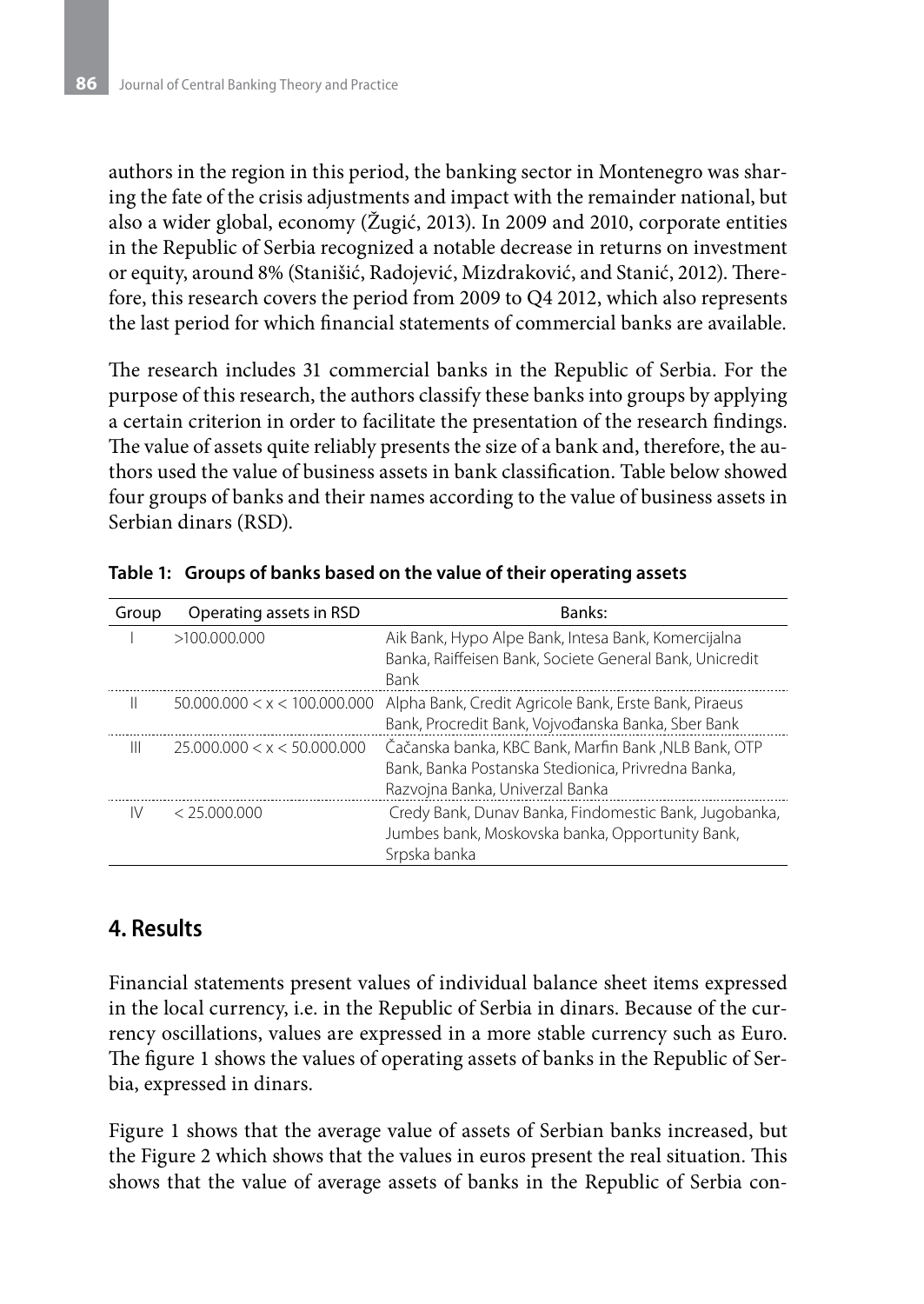authors in the region in this period, the banking sector in Montenegro was sharing the fate of the crisis adjustments and impact with the remainder national, but also a wider global, economy (Žugić, 2013). In 2009 and 2010, corporate entities in the Republic of Serbia recognized a notable decrease in returns on investment or equity, around 8% (Stanišić, Radojević, Mizdraković, and Stanić, 2012). Therefore, this research covers the period from 2009 to Q4 2012, which also represents the last period for which financial statements of commercial banks are available.

The research includes 31 commercial banks in the Republic of Serbia. For the purpose of this research, the authors classify these banks into groups by applying a certain criterion in order to facilitate the presentation of the research findings. The value of assets quite reliably presents the size of a bank and, therefore, the authors used the value of business assets in bank classification. Table below showed four groups of banks and their names according to the value of business assets in Serbian dinars (RSD).

**Table 1: Groups of banks based on the value of their operating assets**

| Group | Operating assets in RSD | Banks: |
|---|---|---|
| I | >100.000.000 | Aik Bank, Hypo Alpe Bank, Intesa Bank, Komercijalna Banka, Raiffeisen Bank, Societe General Bank, Unicredit Bank |
| II | 50.000.000 < x < 100.000.000 | Alpha Bank, Credit Agricole Bank, Erste Bank, Piraeus Bank, Procredit Bank, Vojvođanska Banka, Sber Bank |
| III | 25.000.000 < x < 50.000.000 | Čačanska banka, KBC Bank, Marfin Bank ,NLB Bank, OTP Bank, Banka Postanska Stedionica, Privredna Banka, Razvojna Banka, Univerzal Banka |
| IV | < 25.000.000 | Credy Bank, Dunav Banka, Findomestic Bank, Jugobanka, Jumbes bank, Moskovska banka, Opportunity Bank, Srpska banka |

## 4. Results

Financial statements present values of individual balance sheet items expressed in the local currency, i.e. in the Republic of Serbia in dinars. Because of the currency oscillations, values are expressed in a more stable currency such as Euro. The figure 1 shows the values of operating assets of banks in the Republic of Serbia, expressed in dinars.

Figure 1 shows that the average value of assets of Serbian banks increased, but the Figure 2 which shows that the values in euros present the real situation. This shows that the value of average assets of banks in the Republic of Serbia con-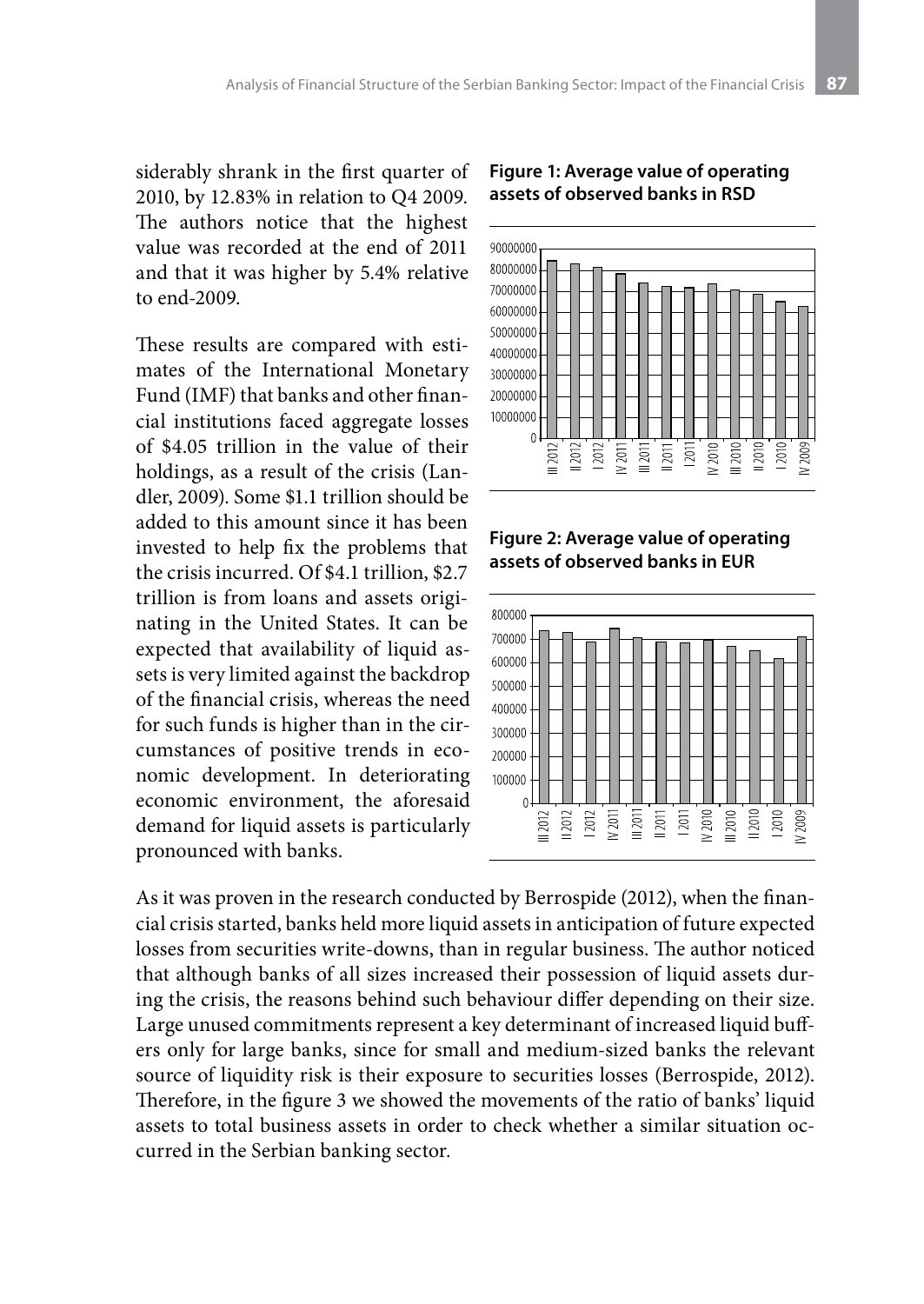siderably shrank in the first quarter of 2010, by 12.83% in relation to Q4 2009. The authors notice that the highest value was recorded at the end of 2011 and that it was higher by 5.4% relative to end-2009.

These results are compared with estimates of the International Monetary Fund (IMF) that banks and other financial institutions faced aggregate losses of \$4.05 trillion in the value of their holdings, as a result of the crisis (Landler, 2009). Some \$1.1 trillion should be added to this amount since it has been invested to help fix the problems that the crisis incurred. Of \$4.1 trillion, \$2.7 trillion is from loans and assets originating in the United States. It can be expected that availability of liquid assets is very limited against the backdrop of the financial crisis, whereas the need for such funds is higher than in the circumstances of positive trends in economic development. In deteriorating economic environment, the aforesaid demand for liquid assets is particularly pronounced with banks.

**Figure 1: Average value of operating assets of observed banks in RSD**

**Figure 2: Average value of operating assets of observed banks in EUR**

As it was proven in the research conducted by Berrospide (2012), when the financial crisis started, banks held more liquid assets in anticipation of future expected losses from securities write-downs, than in regular business. The author noticed that although banks of all sizes increased their possession of liquid assets during the crisis, the reasons behind such behaviour differ depending on their size. Large unused commitments represent a key determinant of increased liquid buffers only for large banks, since for small and medium-sized banks the relevant source of liquidity risk is their exposure to securities losses (Berrospide, 2012). Therefore, in the figure 3 we showed the movements of the ratio of banks' liquid assets to total business assets in order to check whether a similar situation occurred in the Serbian banking sector.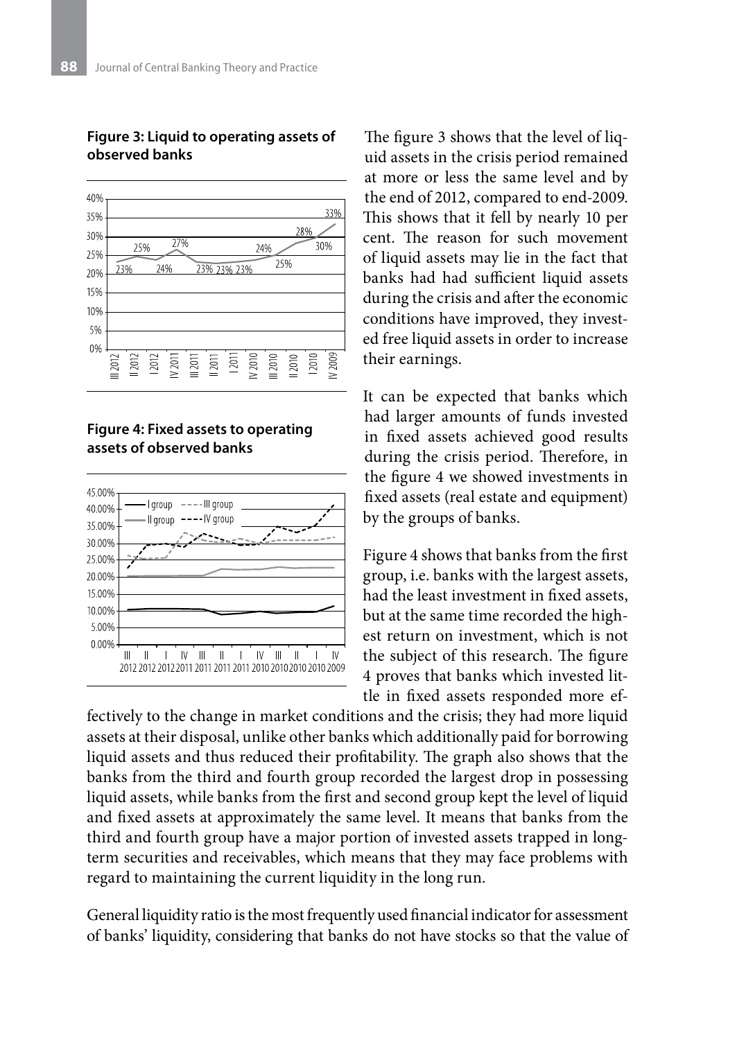**Figure 3: Liquid to operating assets of observed banks**

**Figure 4: Fixed assets to operating assets of observed banks**

The figure 3 shows that the level of liquid assets in the crisis period remained at more or less the same level and by the end of 2012, compared to end-2009. This shows that it fell by nearly 10 per cent. The reason for such movement of liquid assets may lie in the fact that banks had had sufficient liquid assets during the crisis and after the economic conditions have improved, they invested free liquid assets in order to increase their earnings.

It can be expected that banks which had larger amounts of funds invested in fixed assets achieved good results during the crisis period. Therefore, in the figure 4 we showed investments in fixed assets (real estate and equipment) by the groups of banks.

Figure 4 shows that banks from the first group, i.e. banks with the largest assets, had the least investment in fixed assets, but at the same time recorded the highest return on investment, which is not the subject of this research. The figure 4 proves that banks which invested little in fixed assets responded more effectively to the change in market conditions and the crisis; they had more liquid assets at their disposal, unlike other banks which additionally paid for borrowing liquid assets and thus reduced their profitability. The graph also shows that the banks from the third and fourth group recorded the largest drop in possessing liquid assets, while banks from the first and second group kept the level of liquid and fixed assets at approximately the same level. It means that banks from the third and fourth group have a major portion of invested assets trapped in long-term securities and receivables, which means that they may face problems with regard to maintaining the current liquidity in the long run.

General liquidity ratio is the most frequently used financial indicator for assessment of banks' liquidity, considering that banks do not have stocks so that the value of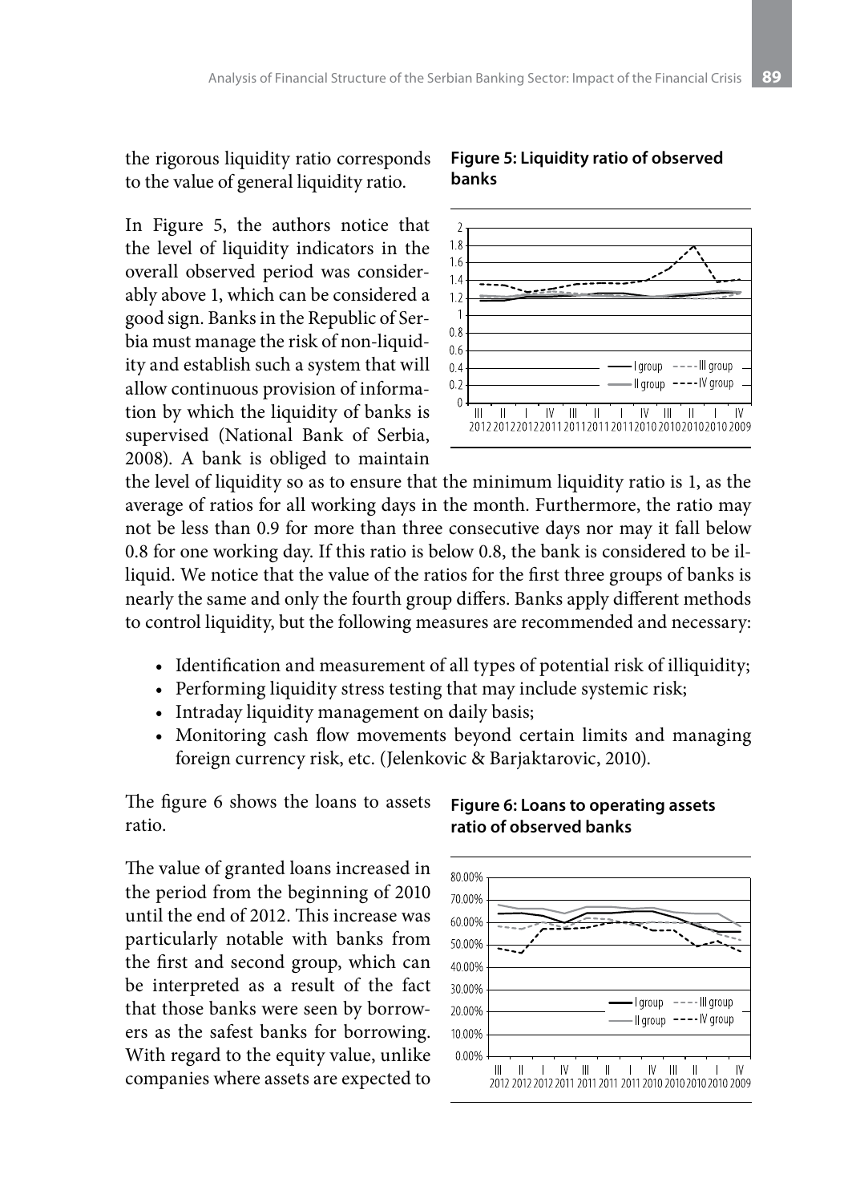the rigorous liquidity ratio corresponds to the value of general liquidity ratio.

In Figure 5, the authors notice that the level of liquidity indicators in the overall observed period was considerably above 1, which can be considered a good sign. Banks in the Republic of Serbia must manage the risk of non-liquidity and establish such a system that will allow continuous provision of information by which the liquidity of banks is supervised (National Bank of Serbia, 2008). A bank is obliged to maintain the level of liquidity so as to ensure that the minimum liquidity ratio is 1, as the average of ratios for all working days in the month. Furthermore, the ratio may not be less than 0.9 for more than three consecutive days nor may it fall below 0.8 for one working day. If this ratio is below 0.8, the bank is considered to be illiquid. We notice that the value of the ratios for the first three groups of banks is nearly the same and only the fourth group differs. Banks apply different methods to control liquidity, but the following measures are recommended and necessary:

**Figure 5: Liquidity ratio of observed banks**

- Identification and measurement of all types of potential risk of illiquidity;
- Performing liquidity stress testing that may include systemic risk;
- Intraday liquidity management on daily basis;
- Monitoring cash flow movements beyond certain limits and managing foreign currency risk, etc. (Jelenkovic & Barjaktarovic, 2010).

The figure 6 shows the loans to assets ratio.

The value of granted loans increased in the period from the beginning of 2010 until the end of 2012. This increase was particularly notable with banks from the first and second group, which can be interpreted as a result of the fact that those banks were seen by borrowers as the safest banks for borrowing. With regard to the equity value, unlike companies where assets are expected to

**Figure 6: Loans to operating assets ratio of observed banks**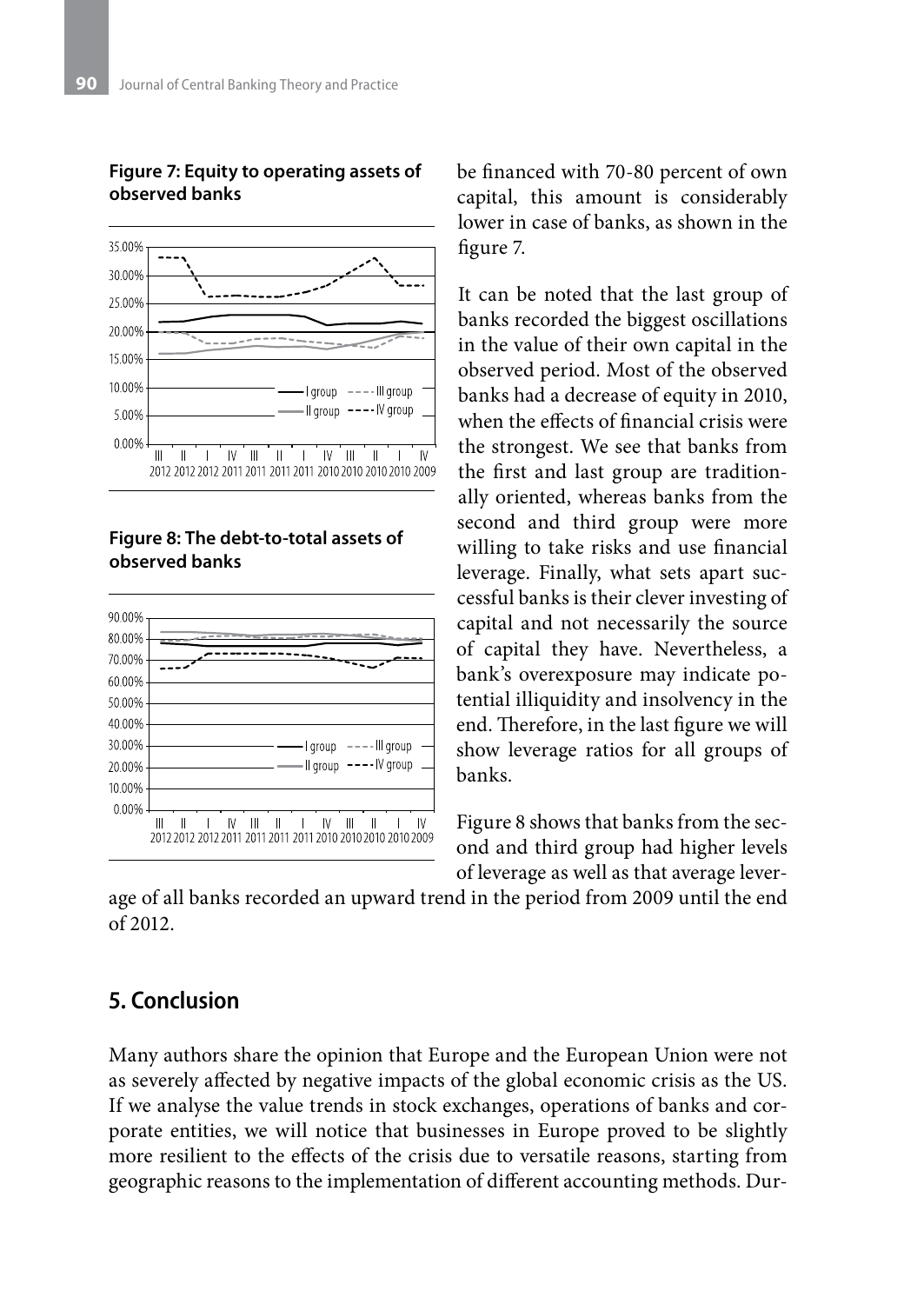**Figure 7: Equity to operating assets of observed banks**

**Figure 8: The debt-to-total assets of observed banks**

be financed with 70-80 percent of own capital, this amount is considerably lower in case of banks, as shown in the figure 7.

It can be noted that the last group of banks recorded the biggest oscillations in the value of their own capital in the observed period. Most of the observed banks had a decrease of equity in 2010, when the effects of financial crisis were the strongest. We see that banks from the first and last group are traditionally oriented, whereas banks from the second and third group were more willing to take risks and use financial leverage. Finally, what sets apart successful banks is their clever investing of capital and not necessarily the source of capital they have. Nevertheless, a bank's overexposure may indicate potential illiquidity and insolvency in the end. Therefore, in the last figure we will show leverage ratios for all groups of banks.

Figure 8 shows that banks from the second and third group had higher levels of leverage as well as that average leverage of all banks recorded an upward trend in the period from 2009 until the end of 2012.

## 5. Conclusion

Many authors share the opinion that Europe and the European Union were not as severely affected by negative impacts of the global economic crisis as the US. If we analyse the value trends in stock exchanges, operations of banks and corporate entities, we will notice that businesses in Europe proved to be slightly more resilient to the effects of the crisis due to versatile reasons, starting from geographic reasons to the implementation of different accounting methods. Dur-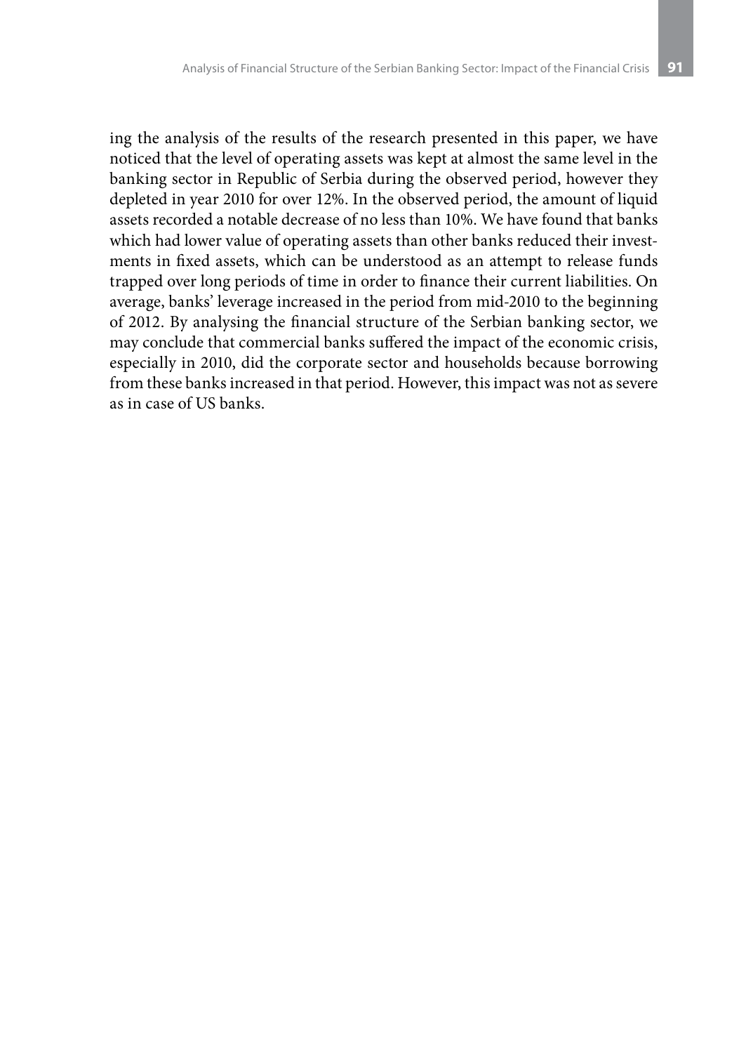ing the analysis of the results of the research presented in this paper, we have noticed that the level of operating assets was kept at almost the same level in the banking sector in Republic of Serbia during the observed period, however they depleted in year 2010 for over 12%. In the observed period, the amount of liquid assets recorded a notable decrease of no less than 10%. We have found that banks which had lower value of operating assets than other banks reduced their investments in fixed assets, which can be understood as an attempt to release funds trapped over long periods of time in order to finance their current liabilities. On average, banks' leverage increased in the period from mid-2010 to the beginning of 2012. By analysing the financial structure of the Serbian banking sector, we may conclude that commercial banks suffered the impact of the economic crisis, especially in 2010, did the corporate sector and households because borrowing from these banks increased in that period. However, this impact was not as severe as in case of US banks.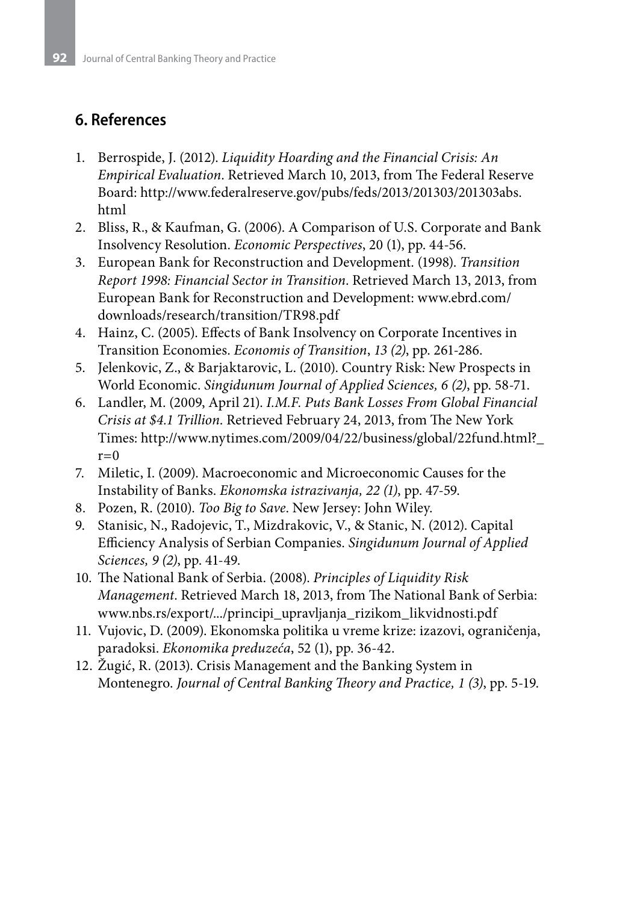## 6. References

1. Berrospide, J. (2012). *Liquidity Hoarding and the Financial Crisis: An Empirical Evaluation*. Retrieved March 10, 2013, from The Federal Reserve Board: http://www.federalreserve.gov/pubs/feds/2013/201303/201303abs.html
2. Bliss, R., & Kaufman, G. (2006). A Comparison of U.S. Corporate and Bank Insolvency Resolution. *Economic Perspectives*, 20 (1), pp. 44-56.
3. European Bank for Reconstruction and Development. (1998). *Transition Report 1998: Financial Sector in Transition*. Retrieved March 13, 2013, from European Bank for Reconstruction and Development: www.ebrd.com/downloads/research/transition/TR98.pdf
4. Hainz, C. (2005). Effects of Bank Insolvency on Corporate Incentives in Transition Economies. *Economis of Transition*, *13 (2)*, pp. 261-286.
5. Jelenkovic, Z., & Barjaktarovic, L. (2010). Country Risk: New Prospects in World Economic. *Singidunum Journal of Applied Sciences, 6 (2)*, pp. 58-71.
6. Landler, M. (2009, April 21). *I.M.F. Puts Bank Losses From Global Financial Crisis at $4.1 Trillion*. Retrieved February 24, 2013, from The New York Times: http://www.nytimes.com/2009/04/22/business/global/22fund.html?_r=0
7. Miletic, I. (2009). Macroeconomic and Microeconomic Causes for the Instability of Banks. *Ekonomska istrazivanja, 22 (1)*, pp. 47-59.
8. Pozen, R. (2010). *Too Big to Save*. New Jersey: John Wiley.
9. Stanisic, N., Radojevic, T., Mizdrakovic, V., & Stanic, N. (2012). Capital Efficiency Analysis of Serbian Companies. *Singidunum Journal of Applied Sciences, 9 (2)*, pp. 41-49.
10. The National Bank of Serbia. (2008). *Principles of Liquidity Risk Management*. Retrieved March 18, 2013, from The National Bank of Serbia: www.nbs.rs/export/.../principi_upravljanja_rizikom_likvidnosti.pdf
11. Vujovic, D. (2009). Ekonomska politika u vreme krize: izazovi, ograničenja, paradoksi. *Ekonomika preduzeća*, 52 (1), pp. 36-42.
12. Žugić, R. (2013). Crisis Management and the Banking System in Montenegro. *Journal of Central Banking Theory and Practice, 1 (3)*, pp. 5-19.